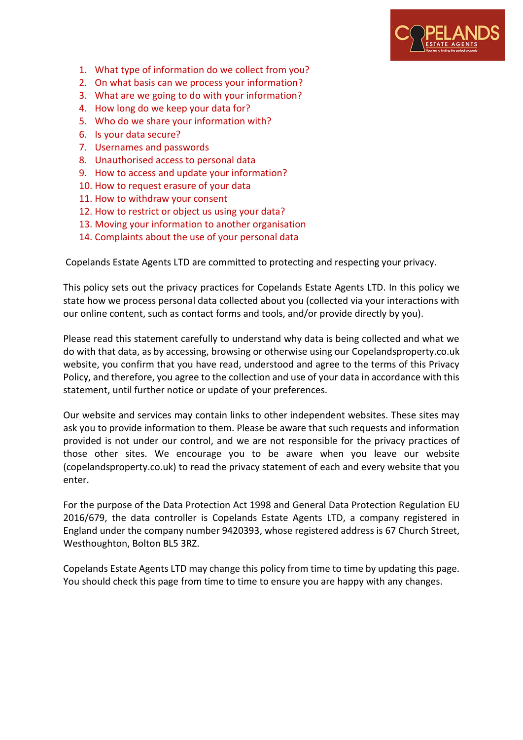1. What type of information do we collect from you?
2. On what basis can we process your information?
3. What are we going to do with your information?
4. How long do we keep your data for?
5. Who do we share your information with?
6. Is your data secure?
7. Usernames and passwords
8. Unauthorised access to personal data
9. How to access and update your information?
10. How to request erasure of your data
11. How to withdraw your consent
12. How to restrict or object us using your data?
13. Moving your information to another organisation
14. Complaints about the use of your personal data

Copelands Estate Agents LTD are committed to protecting and respecting your privacy.

This policy sets out the privacy practices for Copelands Estate Agents LTD. In this policy we state how we process personal data collected about you (collected via your interactions with our online content, such as contact forms and tools, and/or provide directly by you).

Please read this statement carefully to understand why data is being collected and what we do with that data, as by accessing, browsing or otherwise using our Copelandsproperty.co.uk website, you confirm that you have read, understood and agree to the terms of this Privacy Policy, and therefore, you agree to the collection and use of your data in accordance with this statement, until further notice or update of your preferences.

Our website and services may contain links to other independent websites. These sites may ask you to provide information to them. Please be aware that such requests and information provided is not under our control, and we are not responsible for the privacy practices of those other sites. We encourage you to be aware when you leave our website (copelandsproperty.co.uk) to read the privacy statement of each and every website that you enter.

For the purpose of the Data Protection Act 1998 and General Data Protection Regulation EU 2016/679, the data controller is Copelands Estate Agents LTD, a company registered in England under the company number 9420393, whose registered address is 67 Church Street, Westhoughton, Bolton BL5 3RZ.

Copelands Estate Agents LTD may change this policy from time to time by updating this page. You should check this page from time to time to ensure you are happy with any changes.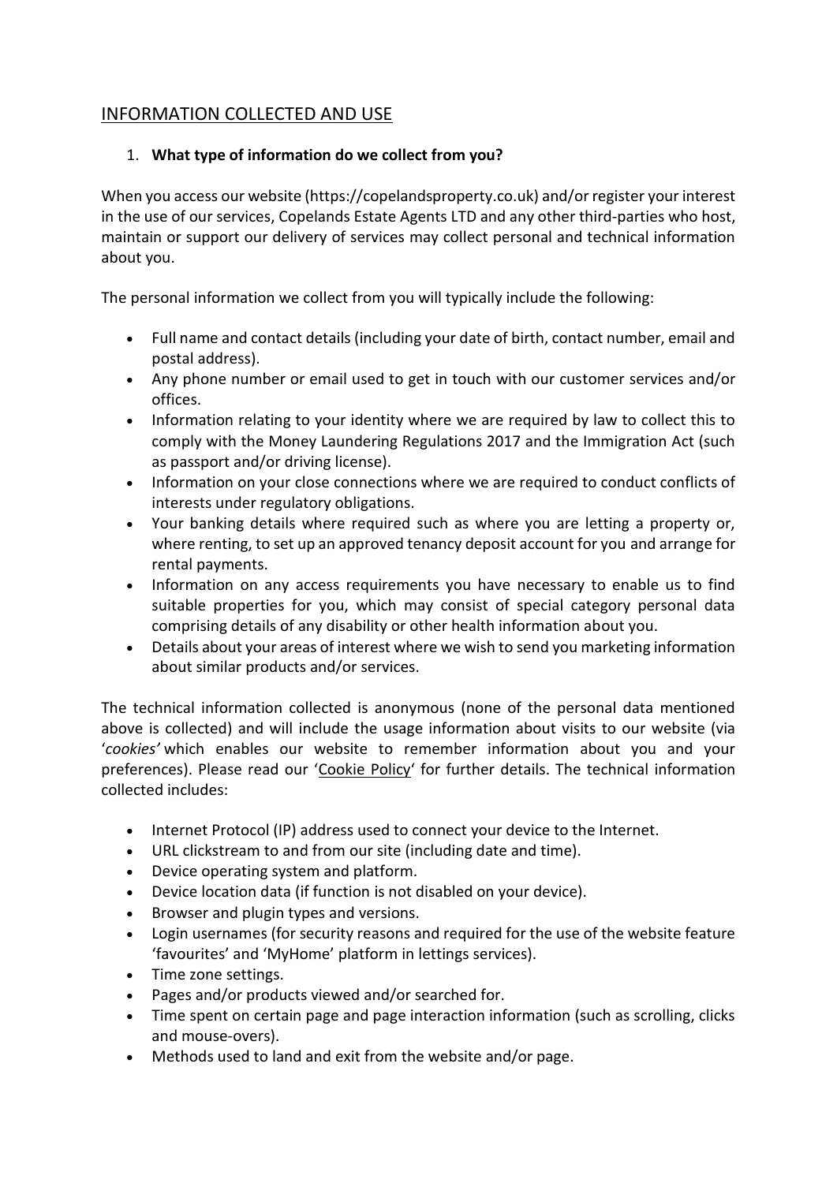## INFORMATION COLLECTED AND USE

1. **What type of information do we collect from you?**

When you access our website (https://copelandsproperty.co.uk) and/or register your interest in the use of our services, Copelands Estate Agents LTD and any other third-parties who host, maintain or support our delivery of services may collect personal and technical information about you.

The personal information we collect from you will typically include the following:

- Full name and contact details (including your date of birth, contact number, email and postal address).
- Any phone number or email used to get in touch with our customer services and/or offices.
- Information relating to your identity where we are required by law to collect this to comply with the Money Laundering Regulations 2017 and the Immigration Act (such as passport and/or driving license).
- Information on your close connections where we are required to conduct conflicts of interests under regulatory obligations.
- Your banking details where required such as where you are letting a property or, where renting, to set up an approved tenancy deposit account for you and arrange for rental payments.
- Information on any access requirements you have necessary to enable us to find suitable properties for you, which may consist of special category personal data comprising details of any disability or other health information about you.
- Details about your areas of interest where we wish to send you marketing information about similar products and/or services.

The technical information collected is anonymous (none of the personal data mentioned above is collected) and will include the usage information about visits to our website (via '*cookies'* which enables our website to remember information about you and your preferences). Please read our 'Cookie Policy' for further details. The technical information collected includes:

- Internet Protocol (IP) address used to connect your device to the Internet.
- URL clickstream to and from our site (including date and time).
- Device operating system and platform.
- Device location data (if function is not disabled on your device).
- Browser and plugin types and versions.
- Login usernames (for security reasons and required for the use of the website feature 'favourites' and 'MyHome' platform in lettings services).
- Time zone settings.
- Pages and/or products viewed and/or searched for.
- Time spent on certain page and page interaction information (such as scrolling, clicks and mouse-overs).
- Methods used to land and exit from the website and/or page.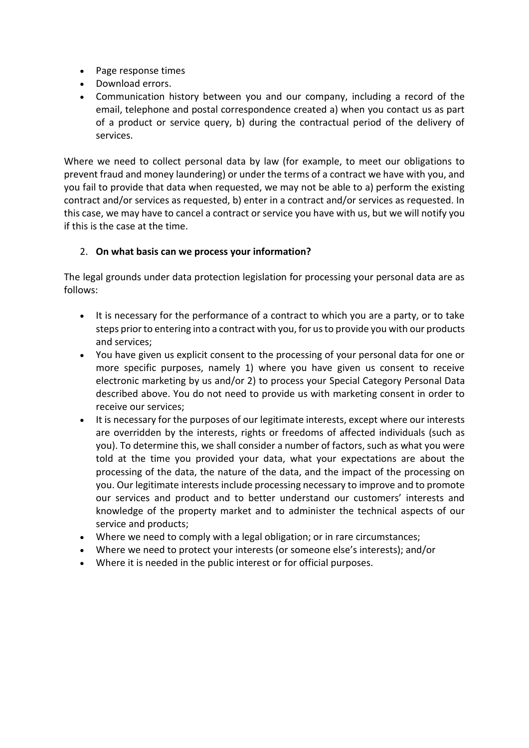- Page response times
- Download errors.
- Communication history between you and our company, including a record of the email, telephone and postal correspondence created a) when you contact us as part of a product or service query, b) during the contractual period of the delivery of services.

Where we need to collect personal data by law (for example, to meet our obligations to prevent fraud and money laundering) or under the terms of a contract we have with you, and you fail to provide that data when requested, we may not be able to a) perform the existing contract and/or services as requested, b) enter in a contract and/or services as requested. In this case, we may have to cancel a contract or service you have with us, but we will notify you if this is the case at the time.

2. **On what basis can we process your information?**

The legal grounds under data protection legislation for processing your personal data are as follows:

- It is necessary for the performance of a contract to which you are a party, or to take steps prior to entering into a contract with you, for us to provide you with our products and services;
- You have given us explicit consent to the processing of your personal data for one or more specific purposes, namely 1) where you have given us consent to receive electronic marketing by us and/or 2) to process your Special Category Personal Data described above. You do not need to provide us with marketing consent in order to receive our services;
- It is necessary for the purposes of our legitimate interests, except where our interests are overridden by the interests, rights or freedoms of affected individuals (such as you). To determine this, we shall consider a number of factors, such as what you were told at the time you provided your data, what your expectations are about the processing of the data, the nature of the data, and the impact of the processing on you. Our legitimate interests include processing necessary to improve and to promote our services and product and to better understand our customers' interests and knowledge of the property market and to administer the technical aspects of our service and products;
- Where we need to comply with a legal obligation; or in rare circumstances;
- Where we need to protect your interests (or someone else's interests); and/or
- Where it is needed in the public interest or for official purposes.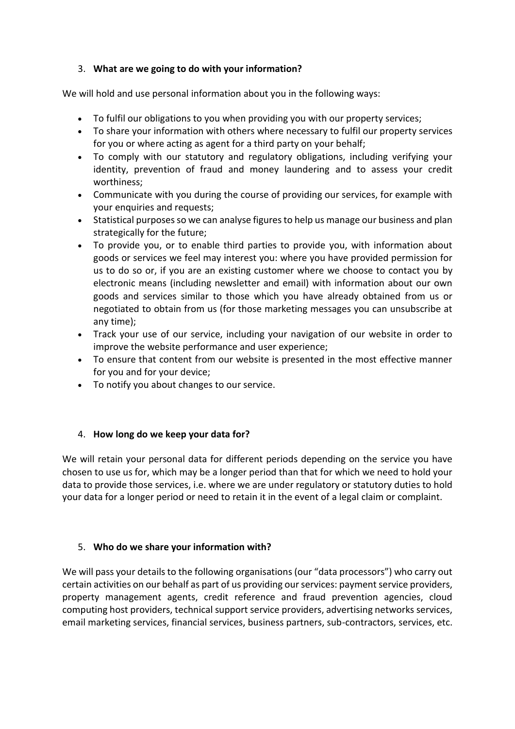3. **What are we going to do with your information?**

We will hold and use personal information about you in the following ways:

- To fulfil our obligations to you when providing you with our property services;
- To share your information with others where necessary to fulfil our property services for you or where acting as agent for a third party on your behalf;
- To comply with our statutory and regulatory obligations, including verifying your identity, prevention of fraud and money laundering and to assess your credit worthiness;
- Communicate with you during the course of providing our services, for example with your enquiries and requests;
- Statistical purposes so we can analyse figures to help us manage our business and plan strategically for the future;
- To provide you, or to enable third parties to provide you, with information about goods or services we feel may interest you: where you have provided permission for us to do so or, if you are an existing customer where we choose to contact you by electronic means (including newsletter and email) with information about our own goods and services similar to those which you have already obtained from us or negotiated to obtain from us (for those marketing messages you can unsubscribe at any time);
- Track your use of our service, including your navigation of our website in order to improve the website performance and user experience;
- To ensure that content from our website is presented in the most effective manner for you and for your device;
- To notify you about changes to our service.

4. **How long do we keep your data for?**

We will retain your personal data for different periods depending on the service you have chosen to use us for, which may be a longer period than that for which we need to hold your data to provide those services, i.e. where we are under regulatory or statutory duties to hold your data for a longer period or need to retain it in the event of a legal claim or complaint.

5. **Who do we share your information with?**

We will pass your details to the following organisations (our "data processors") who carry out certain activities on our behalf as part of us providing our services: payment service providers, property management agents, credit reference and fraud prevention agencies, cloud computing host providers, technical support service providers, advertising networks services, email marketing services, financial services, business partners, sub-contractors, services, etc.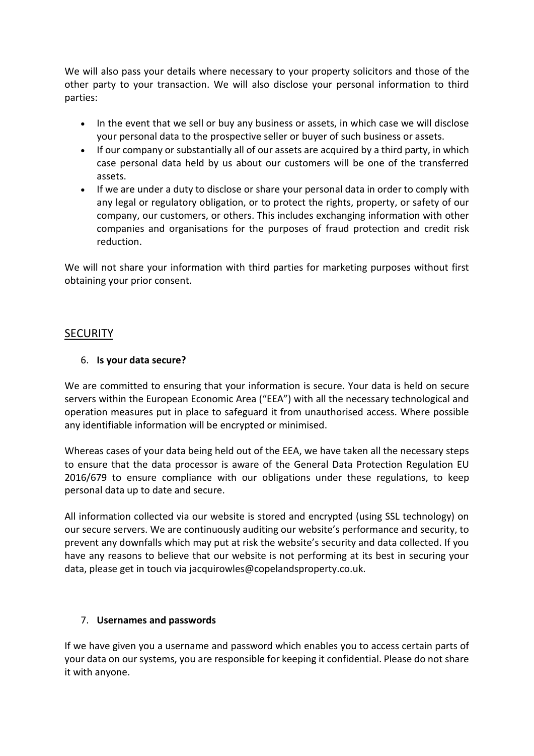We will also pass your details where necessary to your property solicitors and those of the other party to your transaction. We will also disclose your personal information to third parties:

- In the event that we sell or buy any business or assets, in which case we will disclose your personal data to the prospective seller or buyer of such business or assets.
- If our company or substantially all of our assets are acquired by a third party, in which case personal data held by us about our customers will be one of the transferred assets.
- If we are under a duty to disclose or share your personal data in order to comply with any legal or regulatory obligation, or to protect the rights, property, or safety of our company, our customers, or others. This includes exchanging information with other companies and organisations for the purposes of fraud protection and credit risk reduction.

We will not share your information with third parties for marketing purposes without first obtaining your prior consent.

## SECURITY

6. **Is your data secure?**

We are committed to ensuring that your information is secure. Your data is held on secure servers within the European Economic Area ("EEA") with all the necessary technological and operation measures put in place to safeguard it from unauthorised access. Where possible any identifiable information will be encrypted or minimised.

Whereas cases of your data being held out of the EEA, we have taken all the necessary steps to ensure that the data processor is aware of the General Data Protection Regulation EU 2016/679 to ensure compliance with our obligations under these regulations, to keep personal data up to date and secure.

All information collected via our website is stored and encrypted (using SSL technology) on our secure servers. We are continuously auditing our website's performance and security, to prevent any downfalls which may put at risk the website's security and data collected. If you have any reasons to believe that our website is not performing at its best in securing your data, please get in touch via jacquirowles@copelandsproperty.co.uk.

7. **Usernames and passwords**

If we have given you a username and password which enables you to access certain parts of your data on our systems, you are responsible for keeping it confidential. Please do not share it with anyone.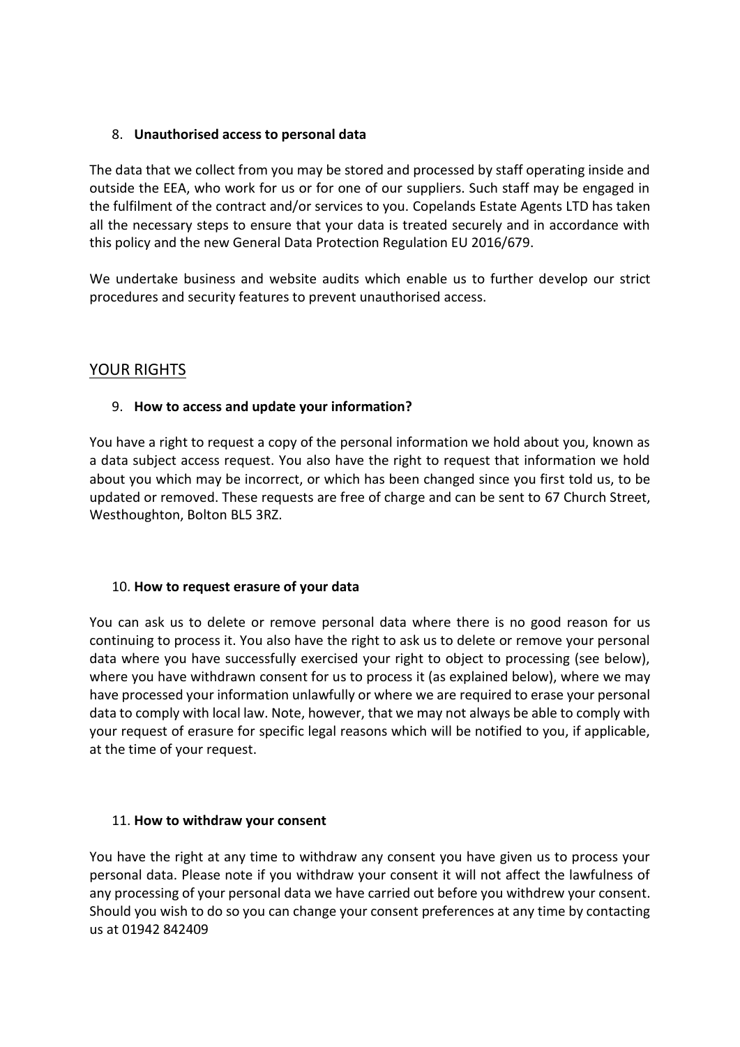## 8. **Unauthorised access to personal data**

The data that we collect from you may be stored and processed by staff operating inside and outside the EEA, who work for us or for one of our suppliers. Such staff may be engaged in the fulfilment of the contract and/or services to you. Copelands Estate Agents LTD has taken all the necessary steps to ensure that your data is treated securely and in accordance with this policy and the new General Data Protection Regulation EU 2016/679.

We undertake business and website audits which enable us to further develop our strict procedures and security features to prevent unauthorised access.

# YOUR RIGHTS

## 9. **How to access and update your information?**

You have a right to request a copy of the personal information we hold about you, known as a data subject access request. You also have the right to request that information we hold about you which may be incorrect, or which has been changed since you first told us, to be updated or removed. These requests are free of charge and can be sent to 67 Church Street, Westhoughton, Bolton BL5 3RZ.

## 10. **How to request erasure of your data**

You can ask us to delete or remove personal data where there is no good reason for us continuing to process it. You also have the right to ask us to delete or remove your personal data where you have successfully exercised your right to object to processing (see below), where you have withdrawn consent for us to process it (as explained below), where we may have processed your information unlawfully or where we are required to erase your personal data to comply with local law. Note, however, that we may not always be able to comply with your request of erasure for specific legal reasons which will be notified to you, if applicable, at the time of your request.

## 11. **How to withdraw your consent**

You have the right at any time to withdraw any consent you have given us to process your personal data. Please note if you withdraw your consent it will not affect the lawfulness of any processing of your personal data we have carried out before you withdrew your consent. Should you wish to do so you can change your consent preferences at any time by contacting us at 01942 842409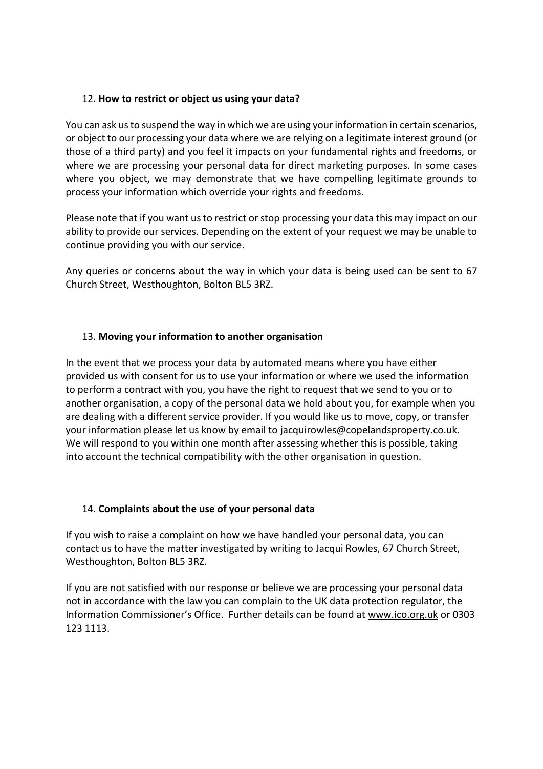## 12. **How to restrict or object us using your data?**

You can ask us to suspend the way in which we are using your information in certain scenarios, or object to our processing your data where we are relying on a legitimate interest ground (or those of a third party) and you feel it impacts on your fundamental rights and freedoms, or where we are processing your personal data for direct marketing purposes. In some cases where you object, we may demonstrate that we have compelling legitimate grounds to process your information which override your rights and freedoms.

Please note that if you want us to restrict or stop processing your data this may impact on our ability to provide our services. Depending on the extent of your request we may be unable to continue providing you with our service.

Any queries or concerns about the way in which your data is being used can be sent to 67 Church Street, Westhoughton, Bolton BL5 3RZ.

## 13. **Moving your information to another organisation**

In the event that we process your data by automated means where you have either provided us with consent for us to use your information or where we used the information to perform a contract with you, you have the right to request that we send to you or to another organisation, a copy of the personal data we hold about you, for example when you are dealing with a different service provider. If you would like us to move, copy, or transfer your information please let us know by email to jacquirowles@copelandsproperty.co.uk. We will respond to you within one month after assessing whether this is possible, taking into account the technical compatibility with the other organisation in question.

## 14. **Complaints about the use of your personal data**

If you wish to raise a complaint on how we have handled your personal data, you can contact us to have the matter investigated by writing to Jacqui Rowles, 67 Church Street, Westhoughton, Bolton BL5 3RZ.

If you are not satisfied with our response or believe we are processing your personal data not in accordance with the law you can complain to the UK data protection regulator, the Information Commissioner's Office. Further details can be found at www.ico.org.uk or 0303 123 1113.